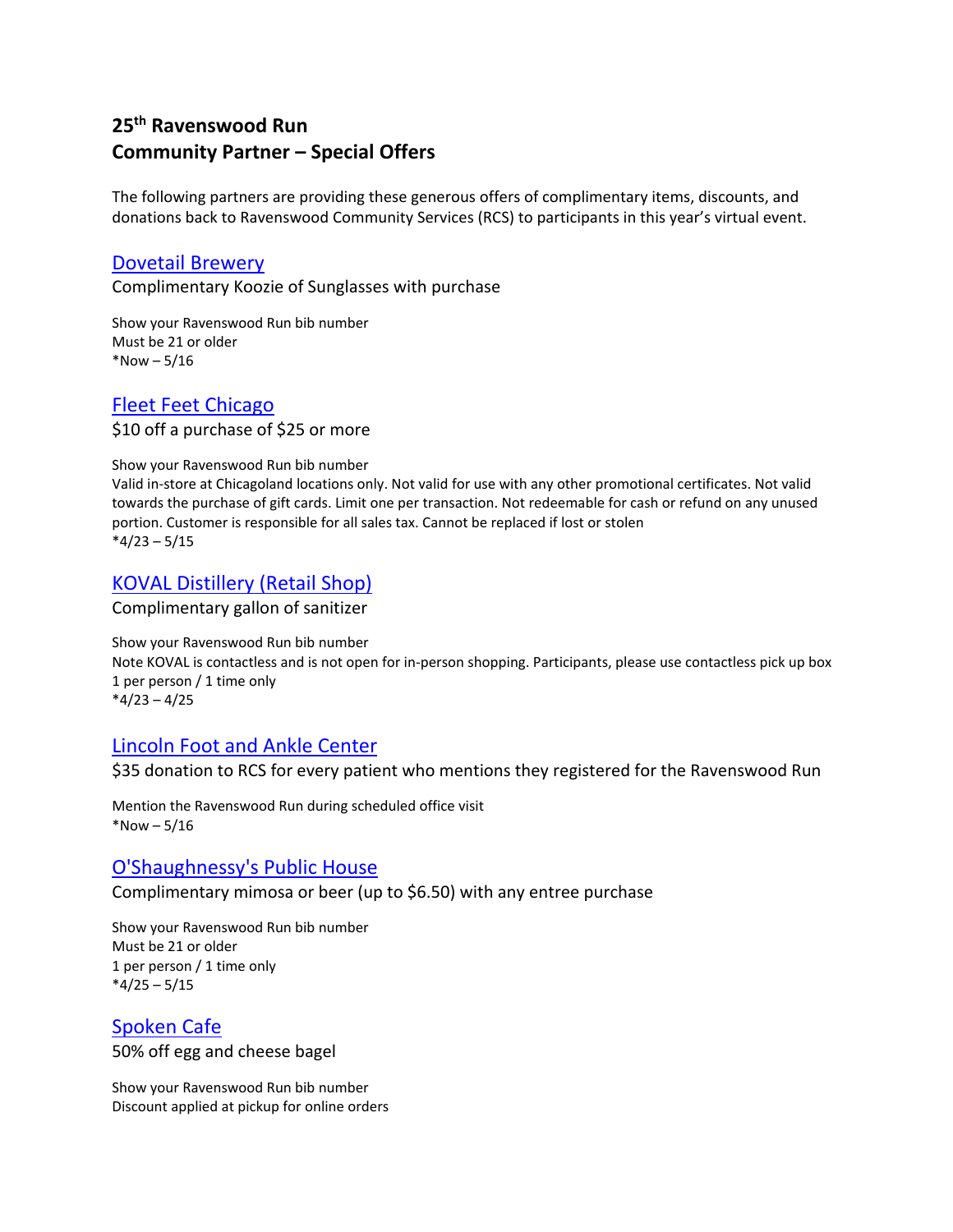# 25th Ravenswood Run
# Community Partner – Special Offers

The following partners are providing these generous offers of complimentary items, discounts, and donations back to Ravenswood Community Services (RCS) to participants in this year's virtual event.

## Dovetail Brewery

Complimentary Koozie of Sunglasses with purchase

Show your Ravenswood Run bib number
Must be 21 or older
*Now – 5/16

## Fleet Feet Chicago

$10 off a purchase of $25 or more

Show your Ravenswood Run bib number
Valid in-store at Chicagoland locations only. Not valid for use with any other promotional certificates. Not valid towards the purchase of gift cards. Limit one per transaction. Not redeemable for cash or refund on any unused portion. Customer is responsible for all sales tax. Cannot be replaced if lost or stolen
*4/23 – 5/15

## KOVAL Distillery (Retail Shop)

Complimentary gallon of sanitizer

Show your Ravenswood Run bib number
Note KOVAL is contactless and is not open for in-person shopping. Participants, please use contactless pick up box
1 per person / 1 time only
*4/23 – 4/25

## Lincoln Foot and Ankle Center

$35 donation to RCS for every patient who mentions they registered for the Ravenswood Run

Mention the Ravenswood Run during scheduled office visit
*Now – 5/16

## O'Shaughnessy's Public House

Complimentary mimosa or beer (up to $6.50) with any entree purchase

Show your Ravenswood Run bib number
Must be 21 or older
1 per person / 1 time only
*4/25 – 5/15

## Spoken Cafe

50% off egg and cheese bagel

Show your Ravenswood Run bib number
Discount applied at pickup for online orders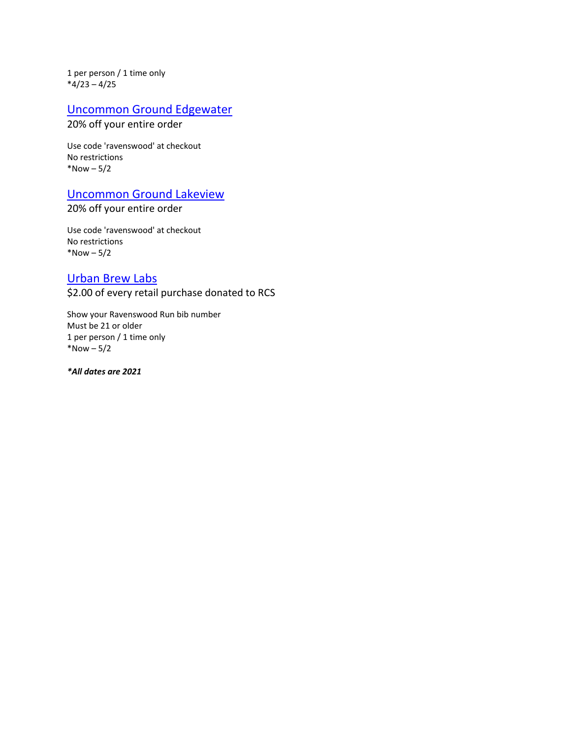1 per person / 1 time only
*4/23 – 4/25

## Uncommon Ground Edgewater

20% off your entire order

Use code 'ravenswood' at checkout
No restrictions
*Now – 5/2

## Uncommon Ground Lakeview

20% off your entire order

Use code 'ravenswood' at checkout
No restrictions
*Now – 5/2

## Urban Brew Labs

$2.00 of every retail purchase donated to RCS

Show your Ravenswood Run bib number
Must be 21 or older
1 per person / 1 time only
*Now – 5/2

***All dates are 2021***